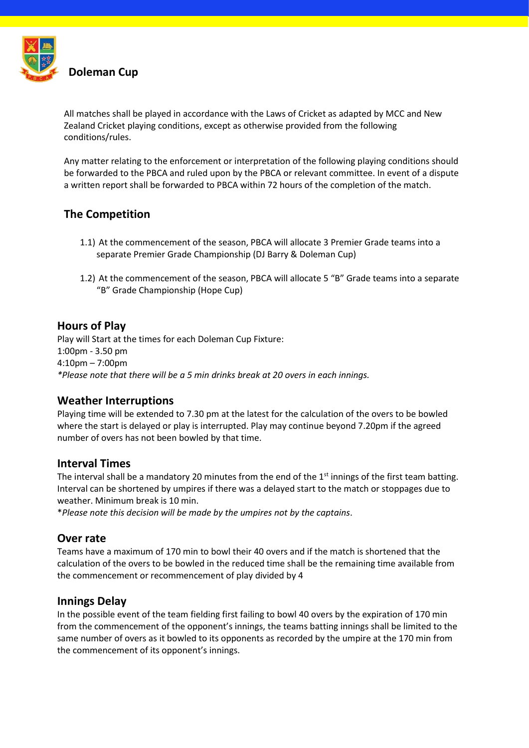# Doleman Cup

All matches shall be played in accordance with the Laws of Cricket as adapted by MCC and New Zealand Cricket playing conditions, except as otherwise provided from the following conditions/rules.

Any matter relating to the enforcement or interpretation of the following playing conditions should be forwarded to the PBCA and ruled upon by the PBCA or relevant committee. In event of a dispute a written report shall be forwarded to PBCA within 72 hours of the completion of the match.

## The Competition

1.1) At the commencement of the season, PBCA will allocate 3 Premier Grade teams into a separate Premier Grade Championship (DJ Barry & Doleman Cup)

1.2) At the commencement of the season, PBCA will allocate 5 "B" Grade teams into a separate "B" Grade Championship (Hope Cup)

## Hours of Play

Play will Start at the times for each Doleman Cup Fixture:
1:00pm - 3.50 pm
4:10pm – 7:00pm
*\*Please note that there will be a 5 min drinks break at 20 overs in each innings.*

## Weather Interruptions

Playing time will be extended to 7.30 pm at the latest for the calculation of the overs to be bowled where the start is delayed or play is interrupted. Play may continue beyond 7.20pm if the agreed number of overs has not been bowled by that time.

## Interval Times

The interval shall be a mandatory 20 minutes from the end of the 1st innings of the first team batting. Interval can be shortened by umpires if there was a delayed start to the match or stoppages due to weather. Minimum break is 10 min.
\**Please note this decision will be made by the umpires not by the captains*.

## Over rate

Teams have a maximum of 170 min to bowl their 40 overs and if the match is shortened that the calculation of the overs to be bowled in the reduced time shall be the remaining time available from the commencement or recommencement of play divided by 4

## Innings Delay

In the possible event of the team fielding first failing to bowl 40 overs by the expiration of 170 min from the commencement of the opponent's innings, the teams batting innings shall be limited to the same number of overs as it bowled to its opponents as recorded by the umpire at the 170 min from the commencement of its opponent's innings.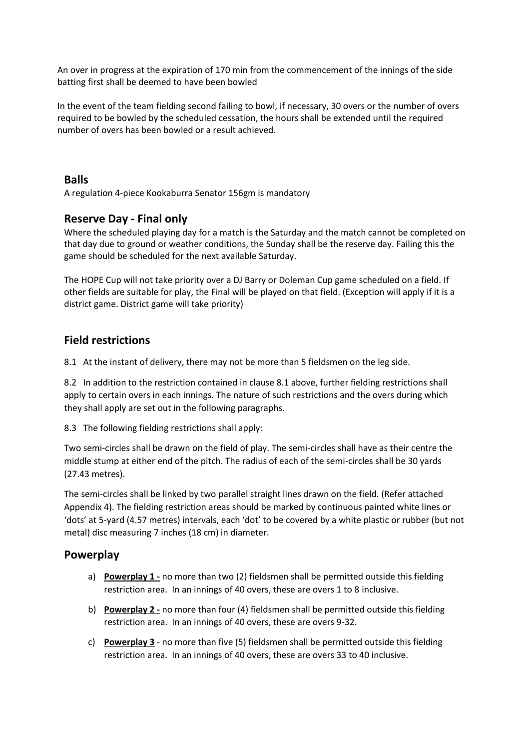An over in progress at the expiration of 170 min from the commencement of the innings of the side batting first shall be deemed to have been bowled

In the event of the team fielding second failing to bowl, if necessary, 30 overs or the number of overs required to be bowled by the scheduled cessation, the hours shall be extended until the required number of overs has been bowled or a result achieved.

## Balls

A regulation 4-piece Kookaburra Senator 156gm is mandatory

## Reserve Day - Final only

Where the scheduled playing day for a match is the Saturday and the match cannot be completed on that day due to ground or weather conditions, the Sunday shall be the reserve day. Failing this the game should be scheduled for the next available Saturday.

The HOPE Cup will not take priority over a DJ Barry or Doleman Cup game scheduled on a field. If other fields are suitable for play, the Final will be played on that field. (Exception will apply if it is a district game. District game will take priority)

## Field restrictions

8.1 At the instant of delivery, there may not be more than 5 fieldsmen on the leg side.

8.2 In addition to the restriction contained in clause 8.1 above, further fielding restrictions shall apply to certain overs in each innings. The nature of such restrictions and the overs during which they shall apply are set out in the following paragraphs.

8.3 The following fielding restrictions shall apply:

Two semi-circles shall be drawn on the field of play. The semi-circles shall have as their centre the middle stump at either end of the pitch. The radius of each of the semi-circles shall be 30 yards (27.43 metres).

The semi-circles shall be linked by two parallel straight lines drawn on the field. (Refer attached Appendix 4). The fielding restriction areas should be marked by continuous painted white lines or 'dots' at 5-yard (4.57 metres) intervals, each 'dot' to be covered by a white plastic or rubber (but not metal) disc measuring 7 inches (18 cm) in diameter.

## Powerplay

a) **Powerplay 1 -** no more than two (2) fieldsmen shall be permitted outside this fielding restriction area. In an innings of 40 overs, these are overs 1 to 8 inclusive.

b) **Powerplay 2 -** no more than four (4) fieldsmen shall be permitted outside this fielding restriction area. In an innings of 40 overs, these are overs 9-32.

c) **Powerplay 3** - no more than five (5) fieldsmen shall be permitted outside this fielding restriction area. In an innings of 40 overs, these are overs 33 to 40 inclusive.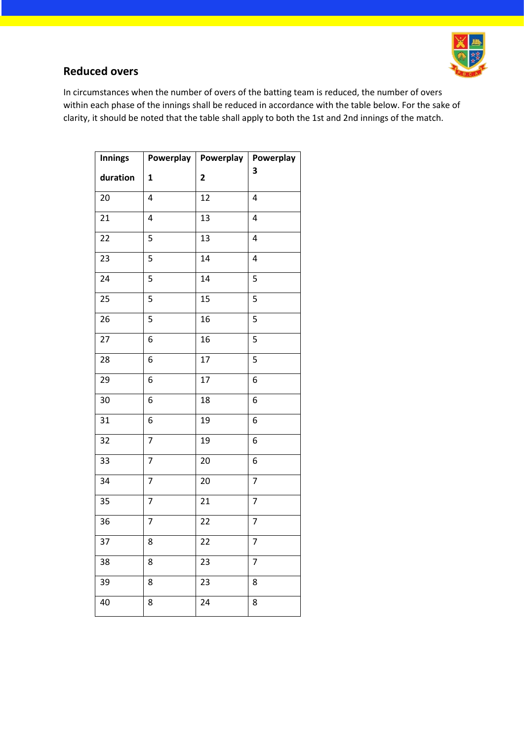## Reduced overs

In circumstances when the number of overs of the batting team is reduced, the number of overs within each phase of the innings shall be reduced in accordance with the table below. For the sake of clarity, it should be noted that the table shall apply to both the 1st and 2nd innings of the match.

| **Innings duration** | **Powerplay 1** | **Powerplay 2** | **Powerplay 3** |
|---|---|---|---|
| 20 | 4 | 12 | 4 |
| 21 | 4 | 13 | 4 |
| 22 | 5 | 13 | 4 |
| 23 | 5 | 14 | 4 |
| 24 | 5 | 14 | 5 |
| 25 | 5 | 15 | 5 |
| 26 | 5 | 16 | 5 |
| 27 | 6 | 16 | 5 |
| 28 | 6 | 17 | 5 |
| 29 | 6 | 17 | 6 |
| 30 | 6 | 18 | 6 |
| 31 | 6 | 19 | 6 |
| 32 | 7 | 19 | 6 |
| 33 | 7 | 20 | 6 |
| 34 | 7 | 20 | 7 |
| 35 | 7 | 21 | 7 |
| 36 | 7 | 22 | 7 |
| 37 | 8 | 22 | 7 |
| 38 | 8 | 23 | 7 |
| 39 | 8 | 23 | 8 |
| 40 | 8 | 24 | 8 |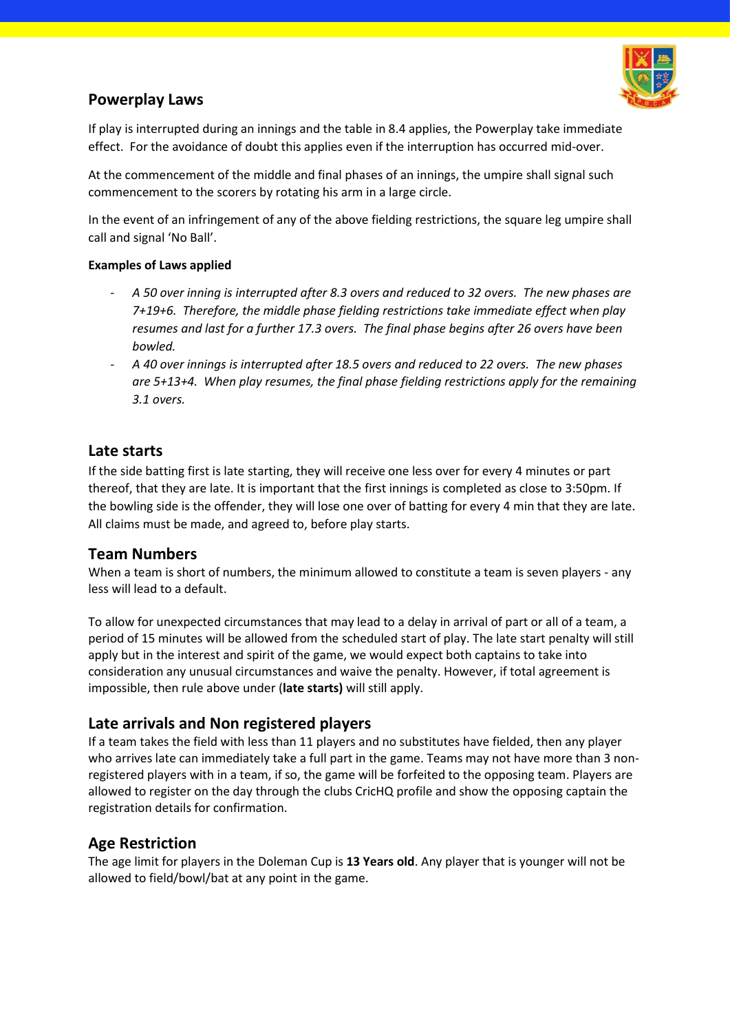## Powerplay Laws

If play is interrupted during an innings and the table in 8.4 applies, the Powerplay take immediate effect. For the avoidance of doubt this applies even if the interruption has occurred mid-over.

At the commencement of the middle and final phases of an innings, the umpire shall signal such commencement to the scorers by rotating his arm in a large circle.

In the event of an infringement of any of the above fielding restrictions, the square leg umpire shall call and signal 'No Ball'.

**Examples of Laws applied**

- *A 50 over inning is interrupted after 8.3 overs and reduced to 32 overs. The new phases are 7+19+6. Therefore, the middle phase fielding restrictions take immediate effect when play resumes and last for a further 17.3 overs. The final phase begins after 26 overs have been bowled.*
- *A 40 over innings is interrupted after 18.5 overs and reduced to 22 overs. The new phases are 5+13+4. When play resumes, the final phase fielding restrictions apply for the remaining 3.1 overs.*

## Late starts

If the side batting first is late starting, they will receive one less over for every 4 minutes or part thereof, that they are late. It is important that the first innings is completed as close to 3:50pm. If the bowling side is the offender, they will lose one over of batting for every 4 min that they are late. All claims must be made, and agreed to, before play starts.

## Team Numbers

When a team is short of numbers, the minimum allowed to constitute a team is seven players - any less will lead to a default.

To allow for unexpected circumstances that may lead to a delay in arrival of part or all of a team, a period of 15 minutes will be allowed from the scheduled start of play. The late start penalty will still apply but in the interest and spirit of the game, we would expect both captains to take into consideration any unusual circumstances and waive the penalty. However, if total agreement is impossible, then rule above under (**late starts)** will still apply.

## Late arrivals and Non registered players

If a team takes the field with less than 11 players and no substitutes have fielded, then any player who arrives late can immediately take a full part in the game. Teams may not have more than 3 non-registered players with in a team, if so, the game will be forfeited to the opposing team. Players are allowed to register on the day through the clubs CricHQ profile and show the opposing captain the registration details for confirmation.

## Age Restriction

The age limit for players in the Doleman Cup is **13 Years old**. Any player that is younger will not be allowed to field/bowl/bat at any point in the game.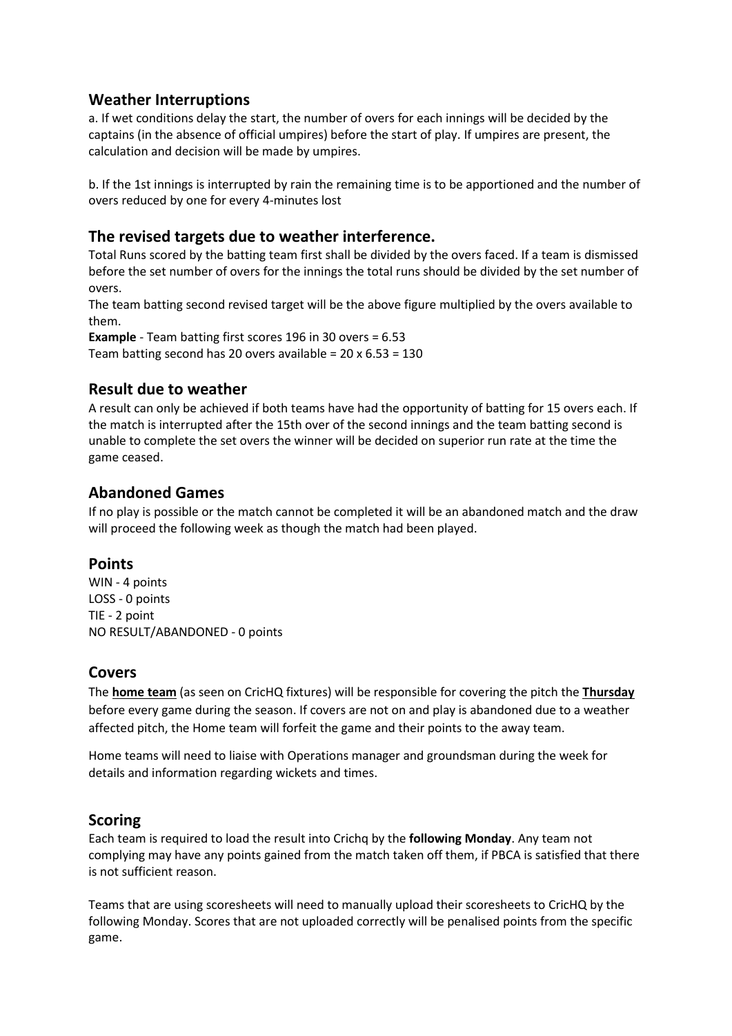## Weather Interruptions

a. If wet conditions delay the start, the number of overs for each innings will be decided by the captains (in the absence of official umpires) before the start of play. If umpires are present, the calculation and decision will be made by umpires.

b. If the 1st innings is interrupted by rain the remaining time is to be apportioned and the number of overs reduced by one for every 4-minutes lost

## The revised targets due to weather interference.

Total Runs scored by the batting team first shall be divided by the overs faced. If a team is dismissed before the set number of overs for the innings the total runs should be divided by the set number of overs.

The team batting second revised target will be the above figure multiplied by the overs available to them.

**Example** - Team batting first scores 196 in 30 overs = 6.53

Team batting second has 20 overs available = 20 x 6.53 = 130

## Result due to weather

A result can only be achieved if both teams have had the opportunity of batting for 15 overs each. If the match is interrupted after the 15th over of the second innings and the team batting second is unable to complete the set overs the winner will be decided on superior run rate at the time the game ceased.

## Abandoned Games

If no play is possible or the match cannot be completed it will be an abandoned match and the draw will proceed the following week as though the match had been played.

## Points

WIN - 4 points
LOSS - 0 points
TIE - 2 point
NO RESULT/ABANDONED - 0 points

## Covers

The **home team** (as seen on CricHQ fixtures) will be responsible for covering the pitch the **Thursday** before every game during the season. If covers are not on and play is abandoned due to a weather affected pitch, the Home team will forfeit the game and their points to the away team.

Home teams will need to liaise with Operations manager and groundsman during the week for details and information regarding wickets and times.

## Scoring

Each team is required to load the result into Crichq by the **following Monday**. Any team not complying may have any points gained from the match taken off them, if PBCA is satisfied that there is not sufficient reason.

Teams that are using scoresheets will need to manually upload their scoresheets to CricHQ by the following Monday. Scores that are not uploaded correctly will be penalised points from the specific game.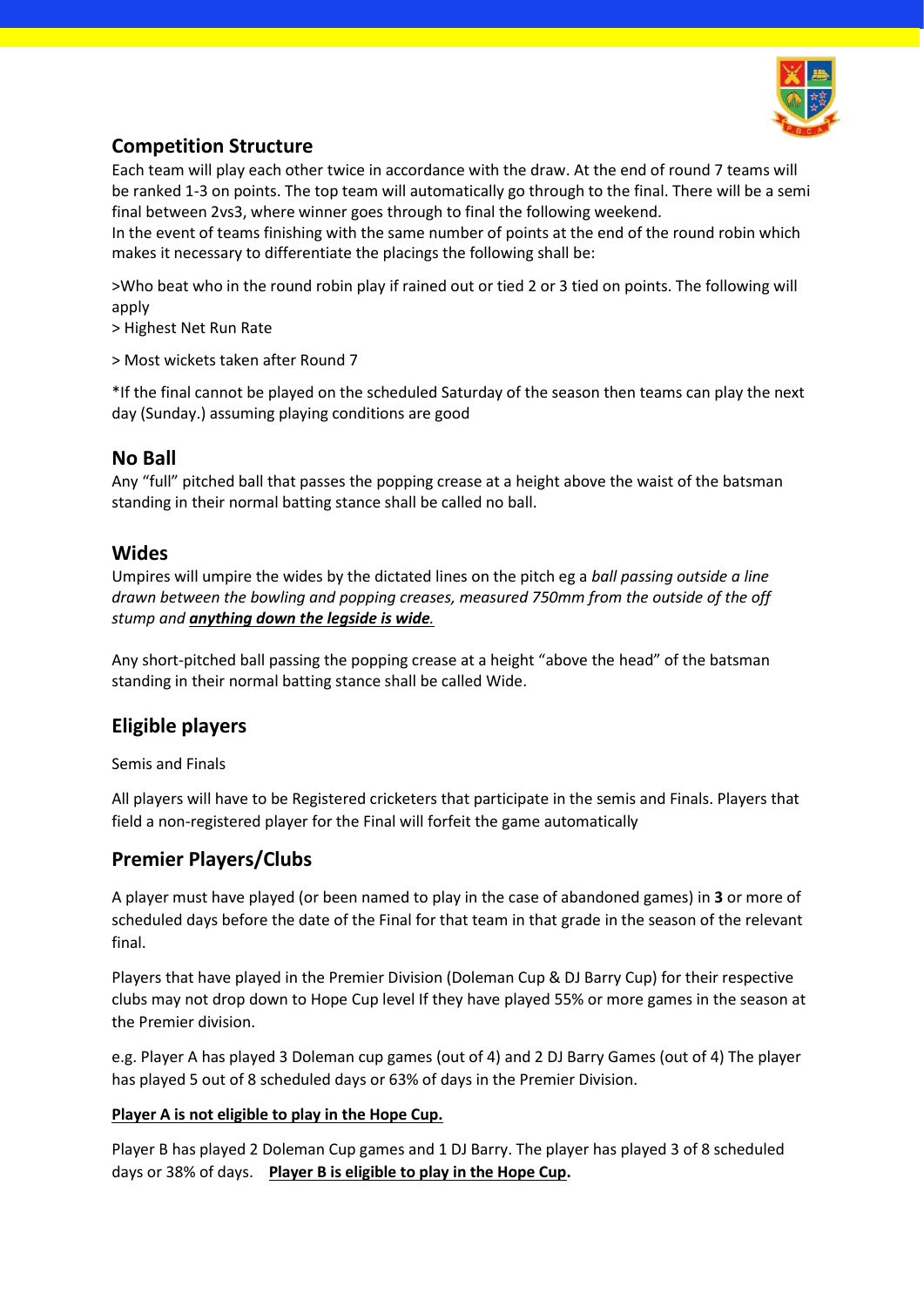## Competition Structure

Each team will play each other twice in accordance with the draw. At the end of round 7 teams will be ranked 1-3 on points. The top team will automatically go through to the final. There will be a semi final between 2vs3, where winner goes through to final the following weekend.
In the event of teams finishing with the same number of points at the end of the round robin which makes it necessary to differentiate the placings the following shall be:

>Who beat who in the round robin play if rained out or tied 2 or 3 tied on points. The following will apply

> Highest Net Run Rate

> Most wickets taken after Round 7

*If the final cannot be played on the scheduled Saturday of the season then teams can play the next day (Sunday.) assuming playing conditions are good

## No Ball

Any "full" pitched ball that passes the popping crease at a height above the waist of the batsman standing in their normal batting stance shall be called no ball.

## Wides

Umpires will umpire the wides by the dictated lines on the pitch eg a *ball passing outside a line drawn between the bowling and popping creases, measured 750mm from the outside of the off stump and* ***<u>anything down the legside is wide.</u>***

Any short-pitched ball passing the popping crease at a height "above the head" of the batsman standing in their normal batting stance shall be called Wide.

## Eligible players

Semis and Finals

All players will have to be Registered cricketers that participate in the semis and Finals. Players that field a non-registered player for the Final will forfeit the game automatically

## Premier Players/Clubs

A player must have played (or been named to play in the case of abandoned games) in **3** or more of scheduled days before the date of the Final for that team in that grade in the season of the relevant final.

Players that have played in the Premier Division (Doleman Cup & DJ Barry Cup) for their respective clubs may not drop down to Hope Cup level If they have played 55% or more games in the season at the Premier division.

e.g. Player A has played 3 Doleman cup games (out of 4) and 2 DJ Barry Games (out of 4) The player has played 5 out of 8 scheduled days or 63% of days in the Premier Division.

**<u>Player A is not eligible to play in the Hope Cup.</u>**

Player B has played 2 Doleman Cup games and 1 DJ Barry. The player has played 3 of 8 scheduled days or 38% of days. **<u>Player B is eligible to play in the Hope Cup</u>.**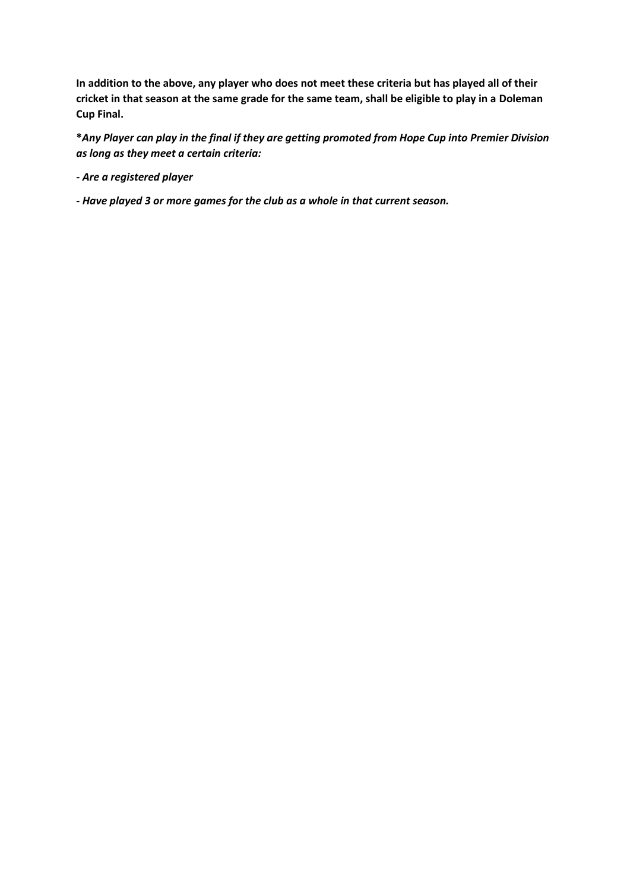**In addition to the above, any player who does not meet these criteria but has played all of their cricket in that season at the same grade for the same team, shall be eligible to play in a Doleman Cup Final.**

***Any Player can play in the final if they are getting promoted from Hope Cup into Premier Division as long as they meet a certain criteria:***

***- Are a registered player***

***- Have played 3 or more games for the club as a whole in that current season.***